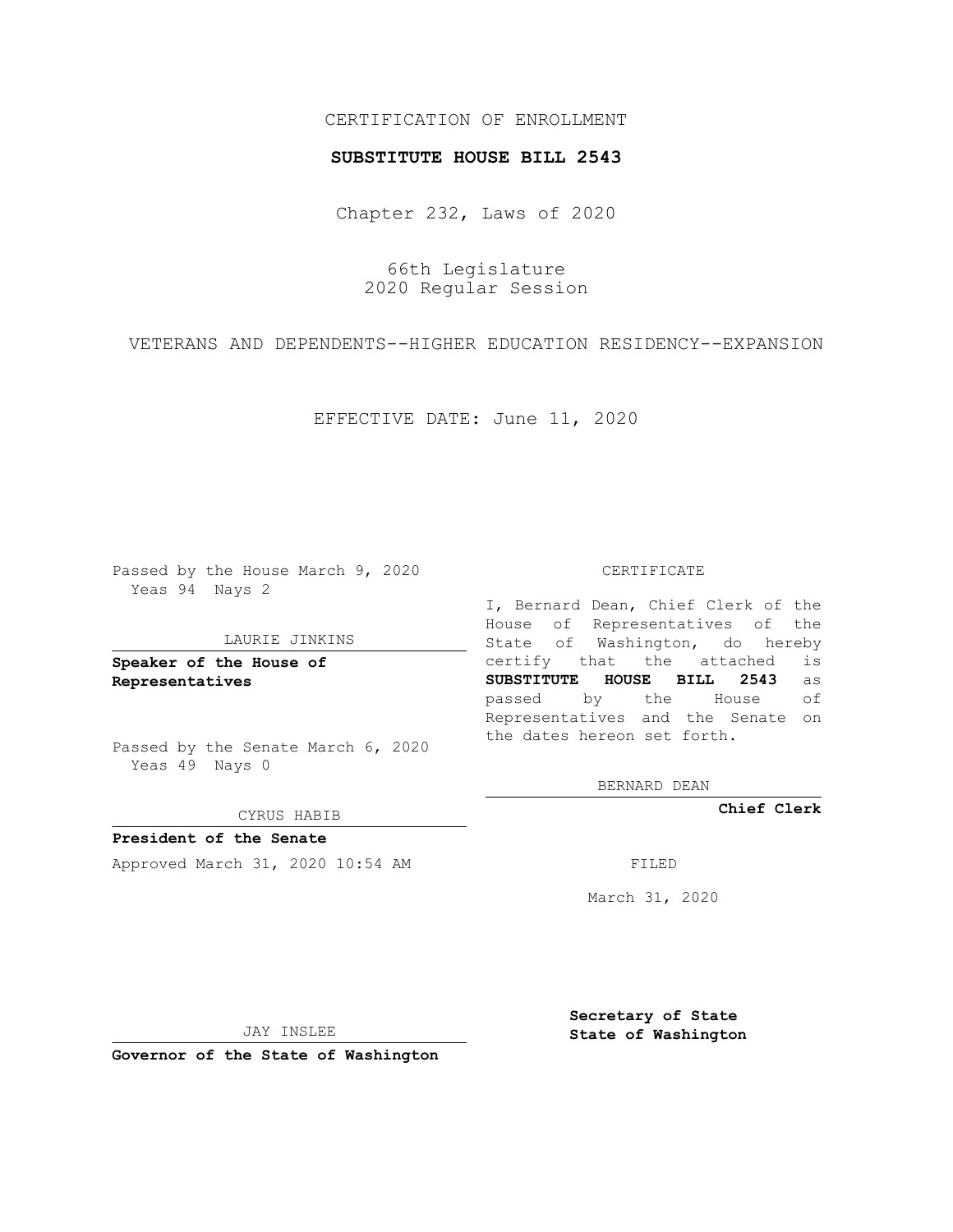CERTIFICATION OF ENROLLMENT

**SUBSTITUTE HOUSE BILL 2543**

Chapter 232, Laws of 2020

66th Legislature
2020 Regular Session

VETERANS AND DEPENDENTS--HIGHER EDUCATION RESIDENCY--EXPANSION

EFFECTIVE DATE: June 11, 2020

Passed by the House March 9, 2020
Yeas 94 Nays 2

LAURIE JINKINS

**Speaker of the House of Representatives**

Passed by the Senate March 6, 2020
Yeas 49 Nays 0

CYRUS HABIB

**President of the Senate**

Approved March 31, 2020 10:54 AM

JAY INSLEE

**Governor of the State of Washington**

CERTIFICATE

I, Bernard Dean, Chief Clerk of the House of Representatives of the State of Washington, do hereby certify that the attached is **SUBSTITUTE HOUSE BILL 2543** as passed by the House of Representatives and the Senate on the dates hereon set forth.

BERNARD DEAN

**Chief Clerk**

FILED

March 31, 2020

**Secretary of State**
**State of Washington**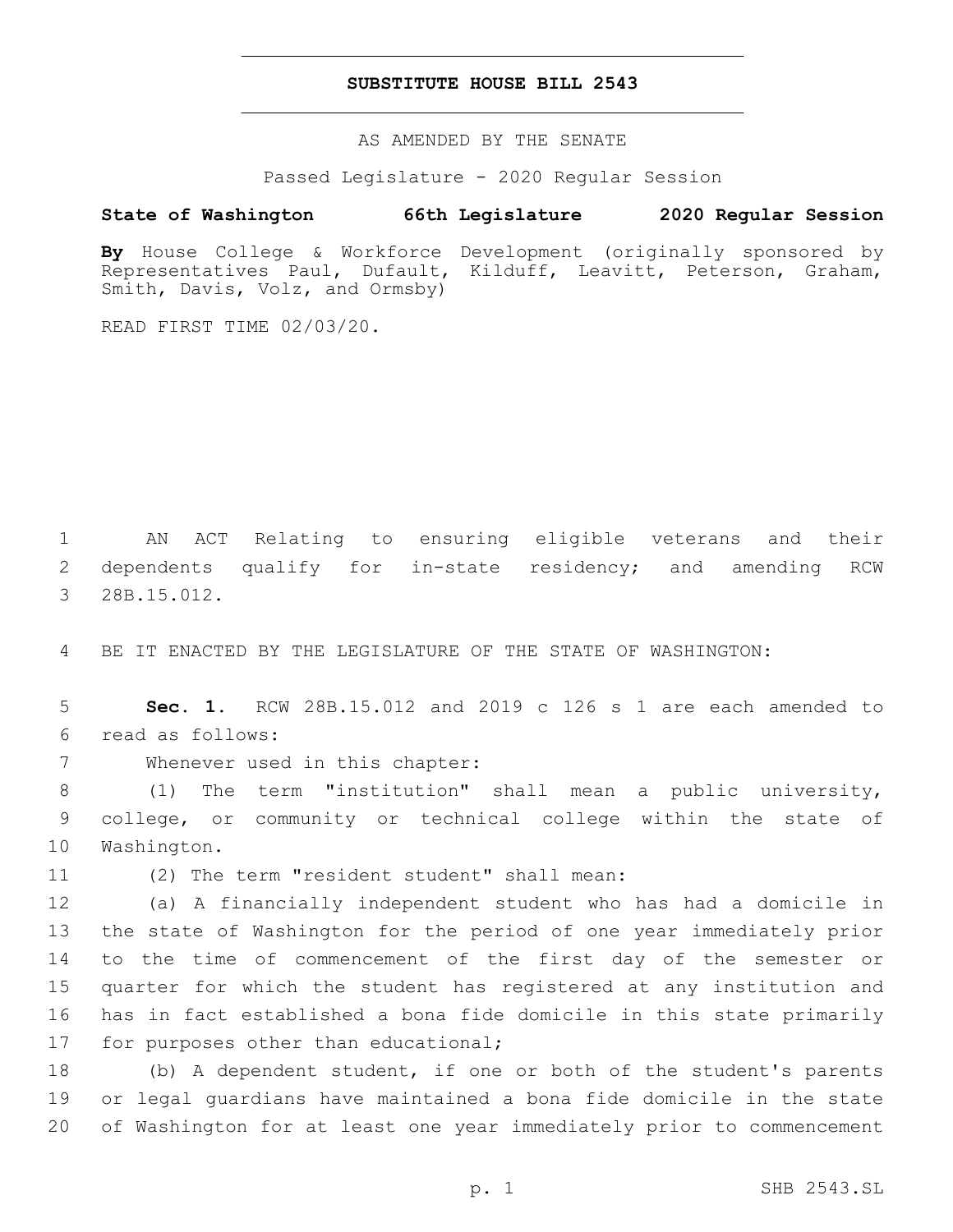# SUBSTITUTE HOUSE BILL 2543

AS AMENDED BY THE SENATE

Passed Legislature - 2020 Regular Session

**State of Washington 66th Legislature 2020 Regular Session**

**By** House College & Workforce Development (originally sponsored by Representatives Paul, Dufault, Kilduff, Leavitt, Peterson, Graham, Smith, Davis, Volz, and Ormsby)

READ FIRST TIME 02/03/20.

AN ACT Relating to ensuring eligible veterans and their dependents qualify for in-state residency; and amending RCW 28B.15.012.

BE IT ENACTED BY THE LEGISLATURE OF THE STATE OF WASHINGTON:

**Sec. 1.** RCW 28B.15.012 and 2019 c 126 s 1 are each amended to read as follows:

Whenever used in this chapter:

(1) The term "institution" shall mean a public university, college, or community or technical college within the state of Washington.

(2) The term "resident student" shall mean:

(a) A financially independent student who has had a domicile in the state of Washington for the period of one year immediately prior to the time of commencement of the first day of the semester or quarter for which the student has registered at any institution and has in fact established a bona fide domicile in this state primarily for purposes other than educational;

(b) A dependent student, if one or both of the student's parents or legal guardians have maintained a bona fide domicile in the state of Washington for at least one year immediately prior to commencement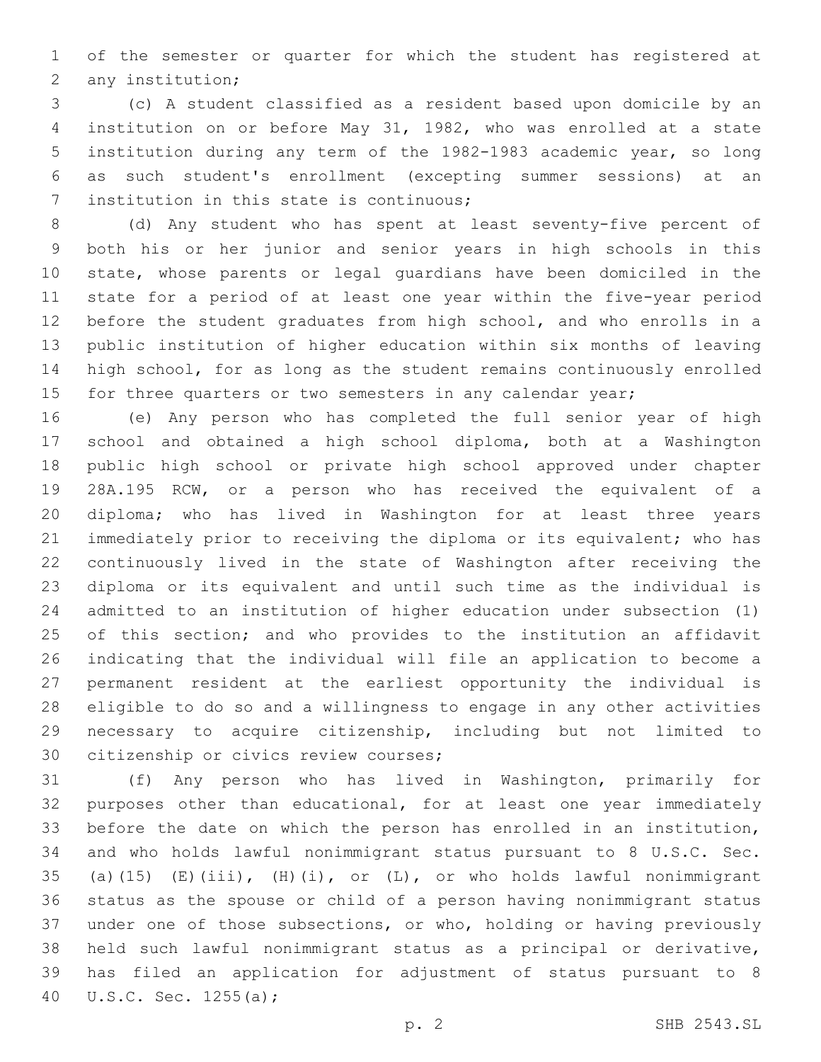of the semester or quarter for which the student has registered at any institution;

(c) A student classified as a resident based upon domicile by an institution on or before May 31, 1982, who was enrolled at a state institution during any term of the 1982-1983 academic year, so long as such student's enrollment (excepting summer sessions) at an institution in this state is continuous;

(d) Any student who has spent at least seventy-five percent of both his or her junior and senior years in high schools in this state, whose parents or legal guardians have been domiciled in the state for a period of at least one year within the five-year period before the student graduates from high school, and who enrolls in a public institution of higher education within six months of leaving high school, for as long as the student remains continuously enrolled for three quarters or two semesters in any calendar year;

(e) Any person who has completed the full senior year of high school and obtained a high school diploma, both at a Washington public high school or private high school approved under chapter 28A.195 RCW, or a person who has received the equivalent of a diploma; who has lived in Washington for at least three years immediately prior to receiving the diploma or its equivalent; who has continuously lived in the state of Washington after receiving the diploma or its equivalent and until such time as the individual is admitted to an institution of higher education under subsection (1) of this section; and who provides to the institution an affidavit indicating that the individual will file an application to become a permanent resident at the earliest opportunity the individual is eligible to do so and a willingness to engage in any other activities necessary to acquire citizenship, including but not limited to citizenship or civics review courses;

(f) Any person who has lived in Washington, primarily for purposes other than educational, for at least one year immediately before the date on which the person has enrolled in an institution, and who holds lawful nonimmigrant status pursuant to 8 U.S.C. Sec. (a)(15) (E)(iii), (H)(i), or (L), or who holds lawful nonimmigrant status as the spouse or child of a person having nonimmigrant status under one of those subsections, or who, holding or having previously held such lawful nonimmigrant status as a principal or derivative, has filed an application for adjustment of status pursuant to 8 U.S.C. Sec. 1255(a);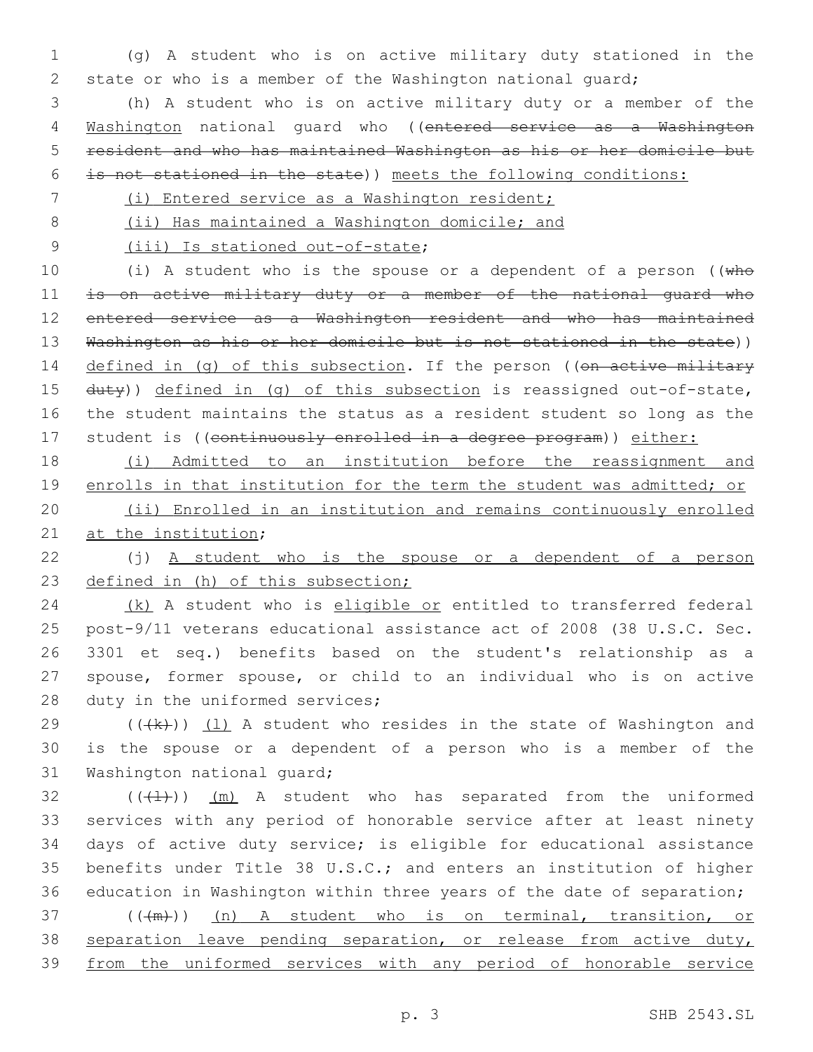(g) A student who is on active military duty stationed in the state or who is a member of the Washington national guard;

(h) A student who is on active military duty or a member of the Washington national guard who ((~~entered service as a Washington resident and who has maintained Washington as his or her domicile but is not stationed in the state~~)) meets the following conditions:

(i) Entered service as a Washington resident;

(ii) Has maintained a Washington domicile; and

(iii) Is stationed out-of-state;

(i) A student who is the spouse or a dependent of a person ((~~who is on active military duty or a member of the national guard who entered service as a Washington resident and who has maintained Washington as his or her domicile but is not stationed in the state~~)) defined in (g) of this subsection. If the person ((~~on active military duty~~)) defined in (g) of this subsection is reassigned out-of-state, the student maintains the status as a resident student so long as the student is ((~~continuously enrolled in a degree program~~)) either:

(i) Admitted to an institution before the reassignment and enrolls in that institution for the term the student was admitted; or

(ii) Enrolled in an institution and remains continuously enrolled at the institution;

(j) A student who is the spouse or a dependent of a person defined in (h) of this subsection;

(k) A student who is eligible or entitled to transferred federal post-9/11 veterans educational assistance act of 2008 (38 U.S.C. Sec. 3301 et seq.) benefits based on the student's relationship as a spouse, former spouse, or child to an individual who is on active duty in the uniformed services;

((~~(k)~~)) (l) A student who resides in the state of Washington and is the spouse or a dependent of a person who is a member of the Washington national guard;

((~~(l)~~)) (m) A student who has separated from the uniformed services with any period of honorable service after at least ninety days of active duty service; is eligible for educational assistance benefits under Title 38 U.S.C.; and enters an institution of higher education in Washington within three years of the date of separation;

((~~(m)~~)) (n) A student who is on terminal, transition, or separation leave pending separation, or release from active duty, from the uniformed services with any period of honorable service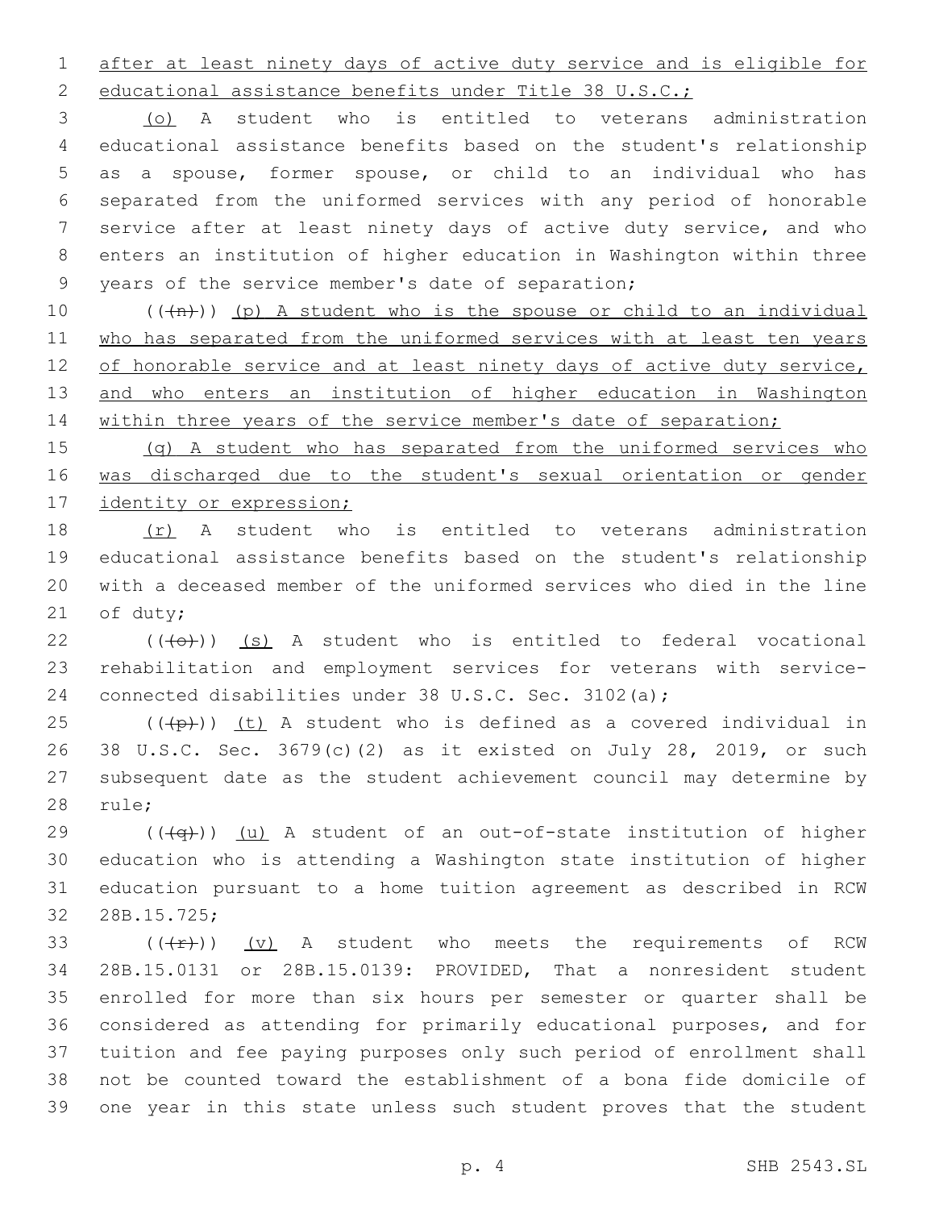after at least ninety days of active duty service and is eligible for educational assistance benefits under Title 38 U.S.C.;

(o) A student who is entitled to veterans administration educational assistance benefits based on the student's relationship as a spouse, former spouse, or child to an individual who has separated from the uniformed services with any period of honorable service after at least ninety days of active duty service, and who enters an institution of higher education in Washington within three years of the service member's date of separation;

((~~(n)~~)) (p) A student who is the spouse or child to an individual who has separated from the uniformed services with at least ten years of honorable service and at least ninety days of active duty service, and who enters an institution of higher education in Washington within three years of the service member's date of separation;

(q) A student who has separated from the uniformed services who was discharged due to the student's sexual orientation or gender identity or expression;

(r) A student who is entitled to veterans administration educational assistance benefits based on the student's relationship with a deceased member of the uniformed services who died in the line of duty;

((~~(o)~~)) (s) A student who is entitled to federal vocational rehabilitation and employment services for veterans with service-connected disabilities under 38 U.S.C. Sec. 3102(a);

((~~(p)~~)) (t) A student who is defined as a covered individual in 38 U.S.C. Sec. 3679(c)(2) as it existed on July 28, 2019, or such subsequent date as the student achievement council may determine by rule;

((~~(q)~~)) (u) A student of an out-of-state institution of higher education who is attending a Washington state institution of higher education pursuant to a home tuition agreement as described in RCW 28B.15.725;

((~~(r)~~)) (v) A student who meets the requirements of RCW 28B.15.0131 or 28B.15.0139: PROVIDED, That a nonresident student enrolled for more than six hours per semester or quarter shall be considered as attending for primarily educational purposes, and for tuition and fee paying purposes only such period of enrollment shall not be counted toward the establishment of a bona fide domicile of one year in this state unless such student proves that the student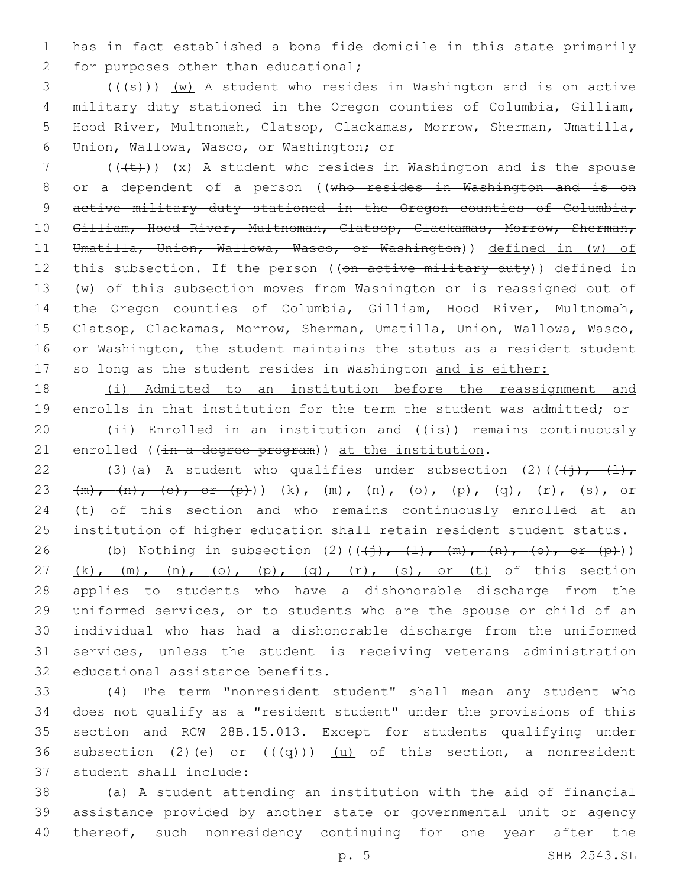has in fact established a bona fide domicile in this state primarily for purposes other than educational;

(((s))) (w) A student who resides in Washington and is on active military duty stationed in the Oregon counties of Columbia, Gilliam, Hood River, Multnomah, Clatsop, Clackamas, Morrow, Sherman, Umatilla, Union, Wallowa, Wasco, or Washington; or

(((t))) (x) A student who resides in Washington and is the spouse or a dependent of a person ((who resides in Washington and is on active military duty stationed in the Oregon counties of Columbia, Gilliam, Hood River, Multnomah, Clatsop, Clackamas, Morrow, Sherman, Umatilla, Union, Wallowa, Wasco, or Washington)) defined in (w) of this subsection. If the person ((on active military duty)) defined in (w) of this subsection moves from Washington or is reassigned out of the Oregon counties of Columbia, Gilliam, Hood River, Multnomah, Clatsop, Clackamas, Morrow, Sherman, Umatilla, Union, Wallowa, Wasco, or Washington, the student maintains the status as a resident student so long as the student resides in Washington and is either:

(i) Admitted to an institution before the reassignment and enrolls in that institution for the term the student was admitted; or

(ii) Enrolled in an institution and ((is)) remains continuously enrolled ((in a degree program)) at the institution.

(3)(a) A student who qualifies under subsection (2)(((j), (l), (m), (n), (o), or (p))) (k), (m), (n), (o), (p), (q), (r), (s), or (t) of this section and who remains continuously enrolled at an institution of higher education shall retain resident student status.

(b) Nothing in subsection (2)(((j), (l), (m), (n), (o), or (p))) (k), (m), (n), (o), (p), (q), (r), (s), or (t) of this section applies to students who have a dishonorable discharge from the uniformed services, or to students who are the spouse or child of an individual who has had a dishonorable discharge from the uniformed services, unless the student is receiving veterans administration educational assistance benefits.

(4) The term "nonresident student" shall mean any student who does not qualify as a "resident student" under the provisions of this section and RCW 28B.15.013. Except for students qualifying under subsection (2)(e) or (((q))) (u) of this section, a nonresident student shall include:

(a) A student attending an institution with the aid of financial assistance provided by another state or governmental unit or agency thereof, such nonresidency continuing for one year after the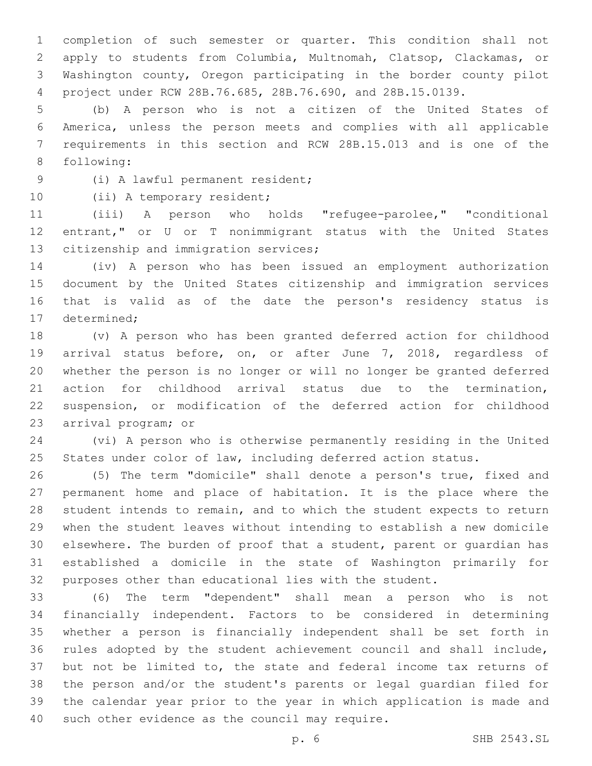completion of such semester or quarter. This condition shall not apply to students from Columbia, Multnomah, Clatsop, Clackamas, or Washington county, Oregon participating in the border county pilot project under RCW 28B.76.685, 28B.76.690, and 28B.15.0139.

(b) A person who is not a citizen of the United States of America, unless the person meets and complies with all applicable requirements in this section and RCW 28B.15.013 and is one of the following:

(i) A lawful permanent resident;

(ii) A temporary resident;

(iii) A person who holds "refugee-parolee," "conditional entrant," or U or T nonimmigrant status with the United States citizenship and immigration services;

(iv) A person who has been issued an employment authorization document by the United States citizenship and immigration services that is valid as of the date the person's residency status is determined;

(v) A person who has been granted deferred action for childhood arrival status before, on, or after June 7, 2018, regardless of whether the person is no longer or will no longer be granted deferred action for childhood arrival status due to the termination, suspension, or modification of the deferred action for childhood arrival program; or

(vi) A person who is otherwise permanently residing in the United States under color of law, including deferred action status.

(5) The term "domicile" shall denote a person's true, fixed and permanent home and place of habitation. It is the place where the student intends to remain, and to which the student expects to return when the student leaves without intending to establish a new domicile elsewhere. The burden of proof that a student, parent or guardian has established a domicile in the state of Washington primarily for purposes other than educational lies with the student.

(6) The term "dependent" shall mean a person who is not financially independent. Factors to be considered in determining whether a person is financially independent shall be set forth in rules adopted by the student achievement council and shall include, but not be limited to, the state and federal income tax returns of the person and/or the student's parents or legal guardian filed for the calendar year prior to the year in which application is made and such other evidence as the council may require.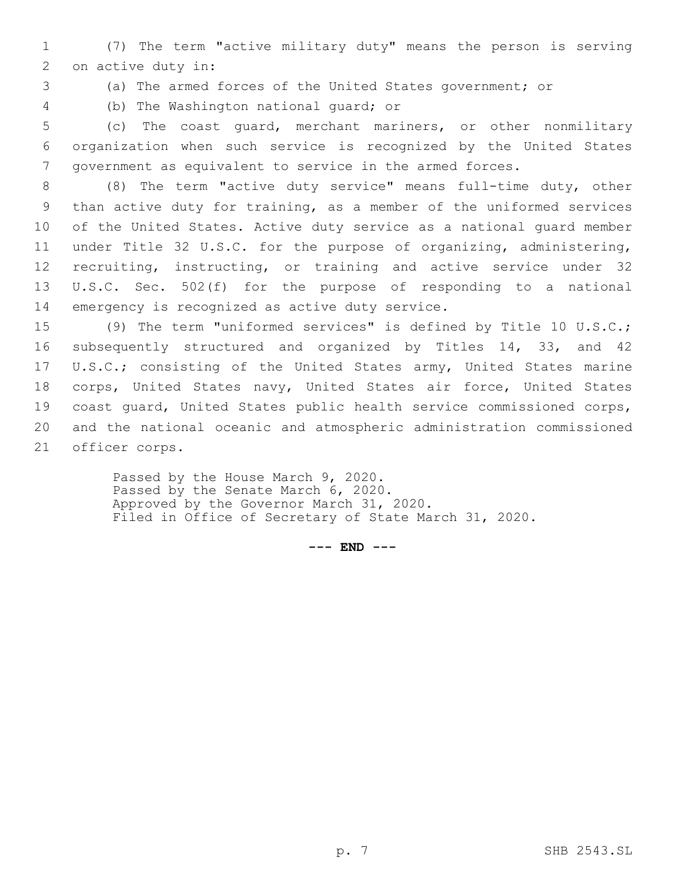(7) The term "active military duty" means the person is serving on active duty in:

(a) The armed forces of the United States government; or

(b) The Washington national guard; or

(c) The coast guard, merchant mariners, or other nonmilitary organization when such service is recognized by the United States government as equivalent to service in the armed forces.

(8) The term "active duty service" means full-time duty, other than active duty for training, as a member of the uniformed services of the United States. Active duty service as a national guard member under Title 32 U.S.C. for the purpose of organizing, administering, recruiting, instructing, or training and active service under 32 U.S.C. Sec. 502(f) for the purpose of responding to a national emergency is recognized as active duty service.

(9) The term "uniformed services" is defined by Title 10 U.S.C.; subsequently structured and organized by Titles 14, 33, and 42 U.S.C.; consisting of the United States army, United States marine corps, United States navy, United States air force, United States coast guard, United States public health service commissioned corps, and the national oceanic and atmospheric administration commissioned officer corps.

Passed by the House March 9, 2020.
Passed by the Senate March 6, 2020.
Approved by the Governor March 31, 2020.
Filed in Office of Secretary of State March 31, 2020.

**--- END ---**